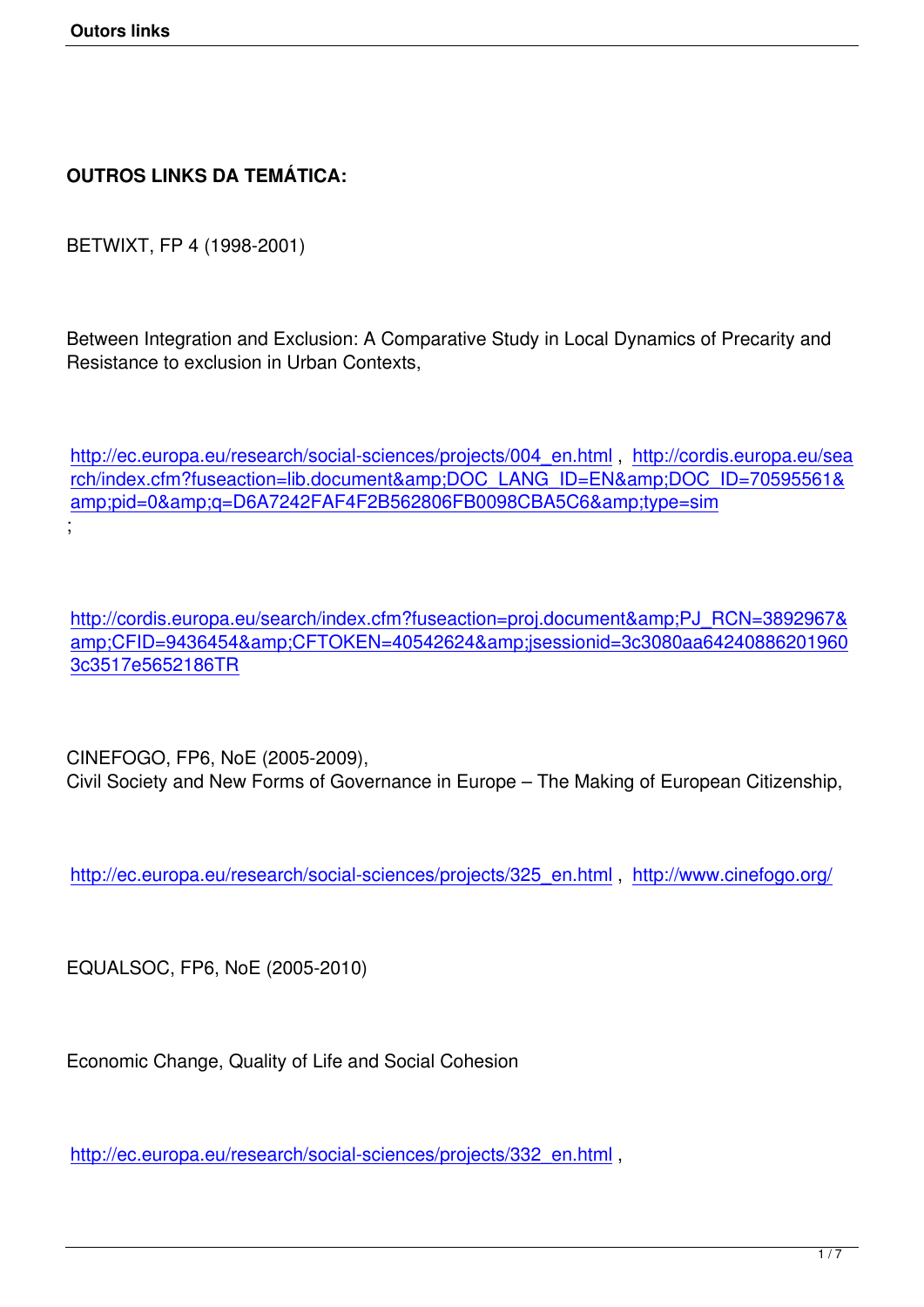**OUTROS LINKS DA TEMÁTICA:**

BETWIXT, FP 4 (1998-2001)

Between Integration and Exclusion: A Comparative Study in Local Dynamics of Precarity and Resistance to exclusion in Urban Contexts,

http://ec.europa.eu/research/social-sciences/projects/004_en.html , http://cordis.europa.eu/search/index.cfm?fuseaction=lib.document&amp;DOC_LANG_ID=EN&amp;DOC_ID=70595561&amp;pid=0&amp;q=D6A7242FAF4F2B562806FB0098CBA5C6&amp;type=sim ;

http://cordis.europa.eu/search/index.cfm?fuseaction=proj.document&amp;PJ_RCN=3892967&amp;CFID=9436454&amp;CFTOKEN=40542624&amp;jsessionid=3c3080aa642408862019603c3517e5652186TR

CINEFOGO, FP6, NoE (2005-2009),
Civil Society and New Forms of Governance in Europe – The Making of European Citizenship,

http://ec.europa.eu/research/social-sciences/projects/325_en.html , http://www.cinefogo.org/

EQUALSOC, FP6, NoE (2005-2010)

Economic Change, Quality of Life and Social Cohesion

http://ec.europa.eu/research/social-sciences/projects/332_en.html ,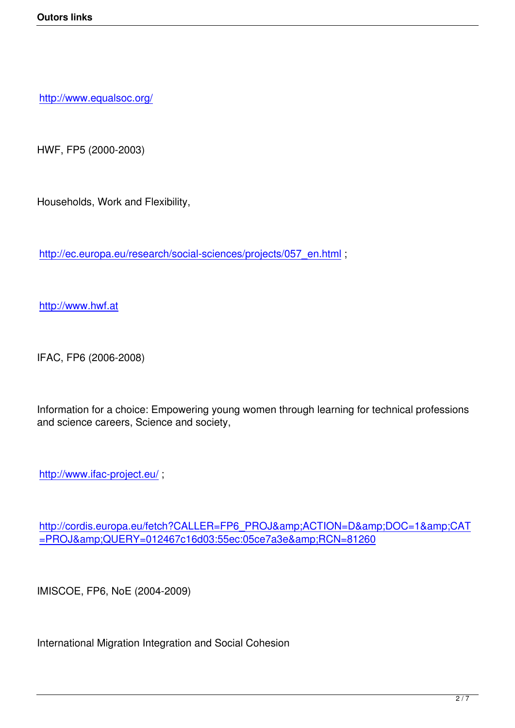http://www.equalsoc.org/

HWF, FP5 (2000-2003)

Households, Work and Flexibility,

http://ec.europa.eu/research/social-sciences/projects/057_en.html ;

http://www.hwf.at

IFAC, FP6 (2006-2008)

Information for a choice: Empowering young women through learning for technical professions and science careers, Science and society,

http://www.ifac-project.eu/ ;

http://cordis.europa.eu/fetch?CALLER=FP6_PROJ&amp;ACTION=D&amp;DOC=1&amp;CAT=PROJ&amp;QUERY=012467c16d03:55ec:05ce7a3e&amp;RCN=81260

IMISCOE, FP6, NoE (2004-2009)

International Migration Integration and Social Cohesion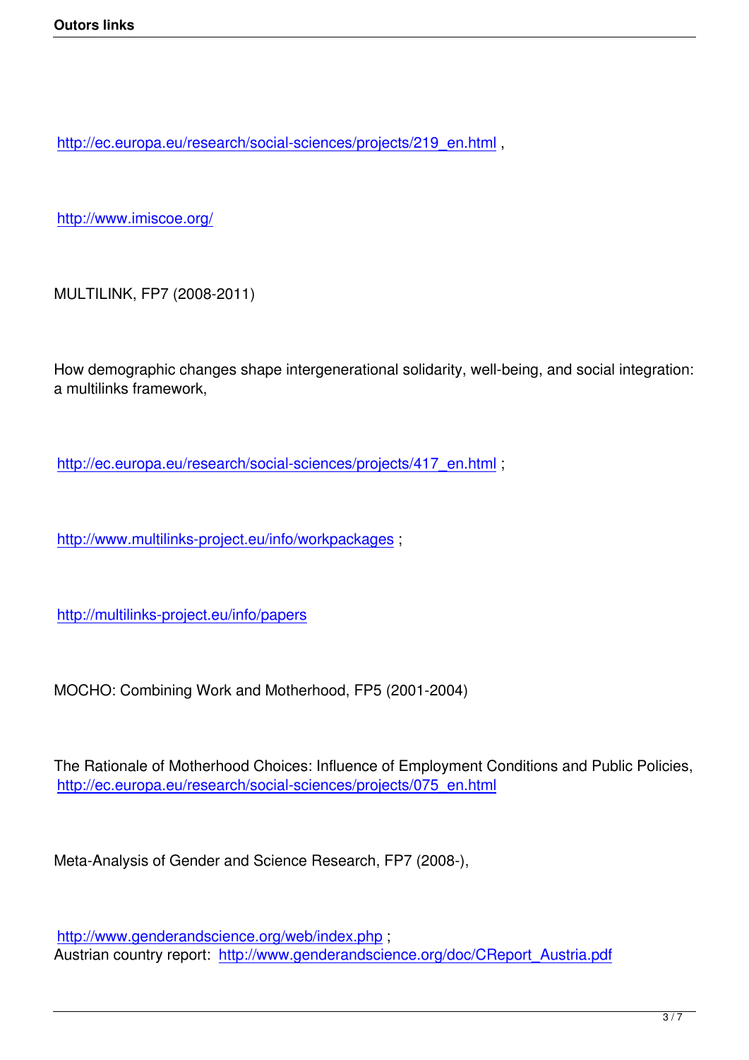http://ec.europa.eu/research/social-sciences/projects/219_en.html ,

http://www.imiscoe.org/

MULTILINK, FP7 (2008-2011)

How demographic changes shape intergenerational solidarity, well-being, and social integration: a multilinks framework,

http://ec.europa.eu/research/social-sciences/projects/417_en.html ;

http://www.multilinks-project.eu/info/workpackages ;

http://multilinks-project.eu/info/papers

MOCHO: Combining Work and Motherhood, FP5 (2001-2004)

The Rationale of Motherhood Choices: Influence of Employment Conditions and Public Policies, http://ec.europa.eu/research/social-sciences/projects/075_en.html

Meta-Analysis of Gender and Science Research, FP7 (2008-),

http://www.genderandscience.org/web/index.php ;
Austrian country report: http://www.genderandscience.org/doc/CReport_Austria.pdf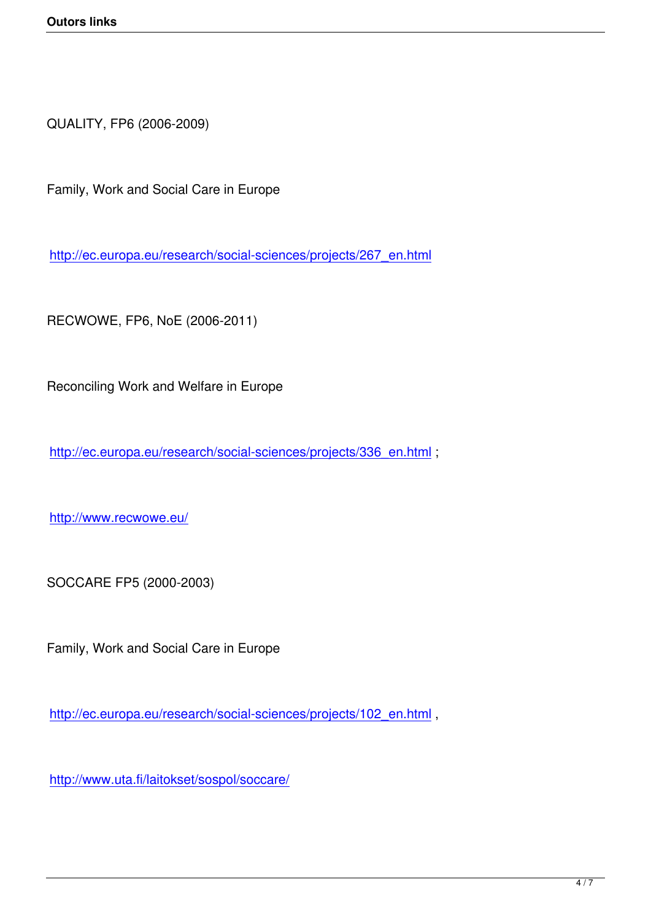QUALITY, FP6 (2006-2009)

Family, Work and Social Care in Europe

http://ec.europa.eu/research/social-sciences/projects/267_en.html

RECWOWE, FP6, NoE (2006-2011)

Reconciling Work and Welfare in Europe

http://ec.europa.eu/research/social-sciences/projects/336_en.html ;

http://www.recwowe.eu/

SOCCARE FP5 (2000-2003)

Family, Work and Social Care in Europe

http://ec.europa.eu/research/social-sciences/projects/102_en.html ,

http://www.uta.fi/laitokset/sospol/soccare/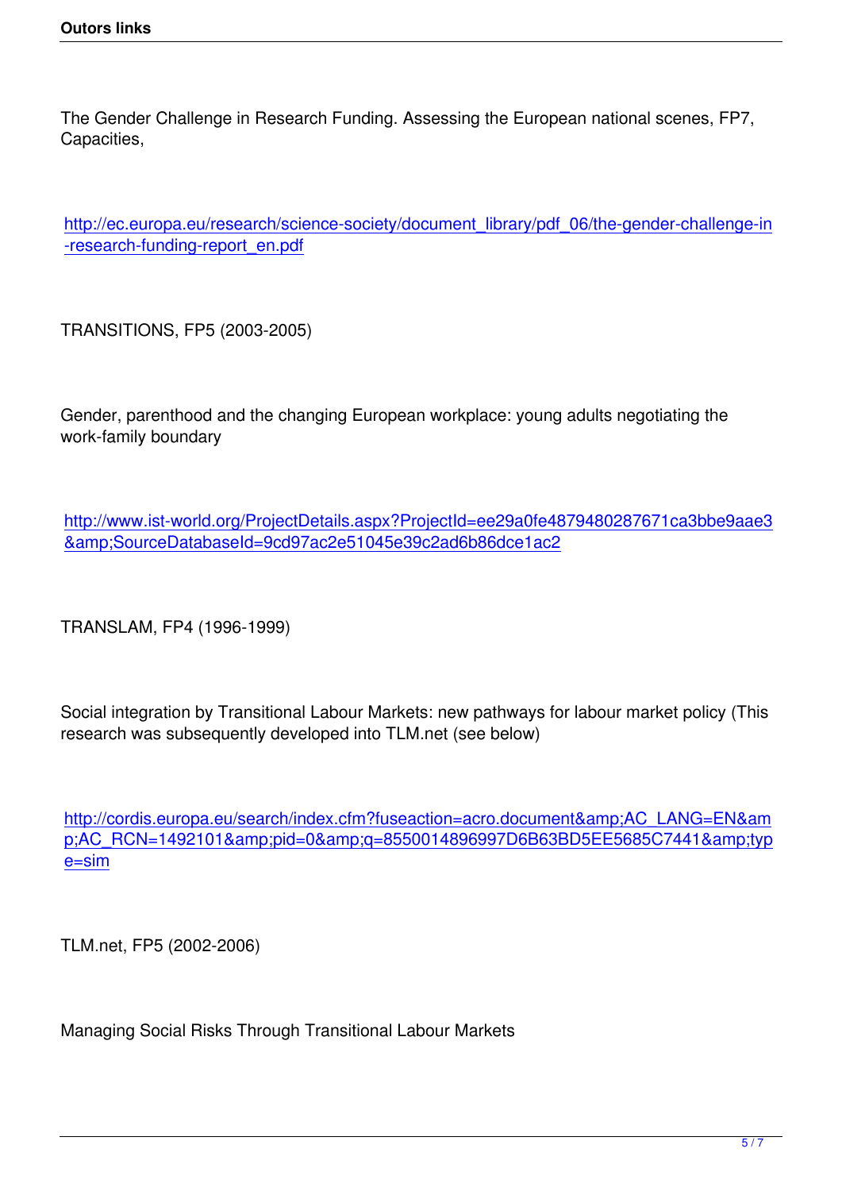The Gender Challenge in Research Funding. Assessing the European national scenes, FP7, Capacities,

http://ec.europa.eu/research/science-society/document_library/pdf_06/the-gender-challenge-in-research-funding-report_en.pdf

TRANSITIONS, FP5 (2003-2005)

Gender, parenthood and the changing European workplace: young adults negotiating the work-family boundary

http://www.ist-world.org/ProjectDetails.aspx?ProjectId=ee29a0fe4879480287671ca3bbe9aae3&amp;SourceDatabaseId=9cd97ac2e51045e39c2ad6b86dce1ac2

TRANSLAM, FP4 (1996-1999)

Social integration by Transitional Labour Markets: new pathways for labour market policy (This research was subsequently developed into TLM.net (see below)

http://cordis.europa.eu/search/index.cfm?fuseaction=acro.document&amp;AC_LANG=EN&amp;AC_RCN=1492101&amp;pid=0&amp;q=8550014896997D6B63BD5EE5685C7441&amp;type=sim

TLM.net, FP5 (2002-2006)

Managing Social Risks Through Transitional Labour Markets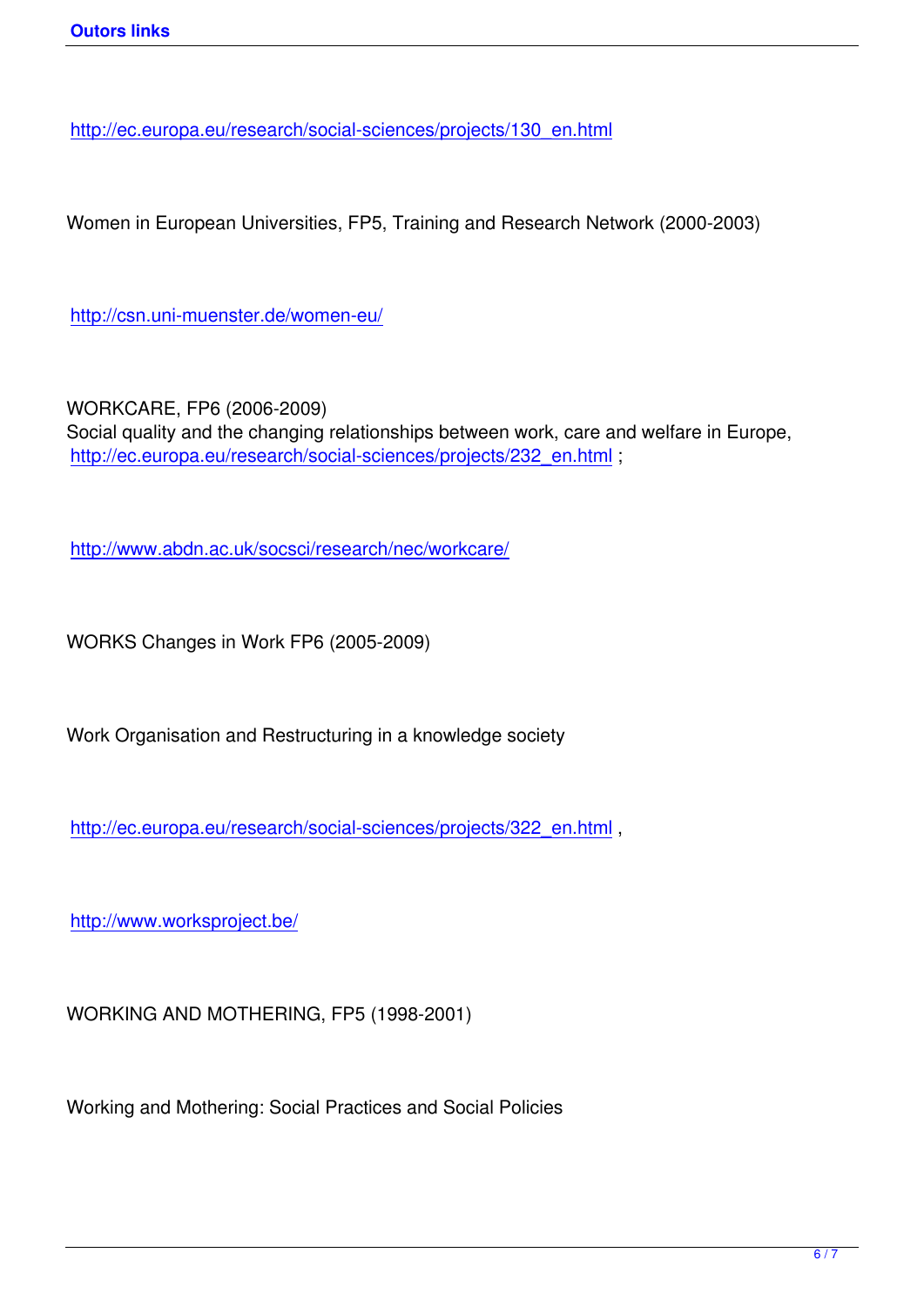http://ec.europa.eu/research/social-sciences/projects/130_en.html

Women in European Universities, FP5, Training and Research Network (2000-2003)

http://csn.uni-muenster.de/women-eu/

WORKCARE, FP6 (2006-2009)
Social quality and the changing relationships between work, care and welfare in Europe, http://ec.europa.eu/research/social-sciences/projects/232_en.html ;

http://www.abdn.ac.uk/socsci/research/nec/workcare/

WORKS Changes in Work FP6 (2005-2009)

Work Organisation and Restructuring in a knowledge society

http://ec.europa.eu/research/social-sciences/projects/322_en.html ,

http://www.worksproject.be/

WORKING AND MOTHERING, FP5 (1998-2001)

Working and Mothering: Social Practices and Social Policies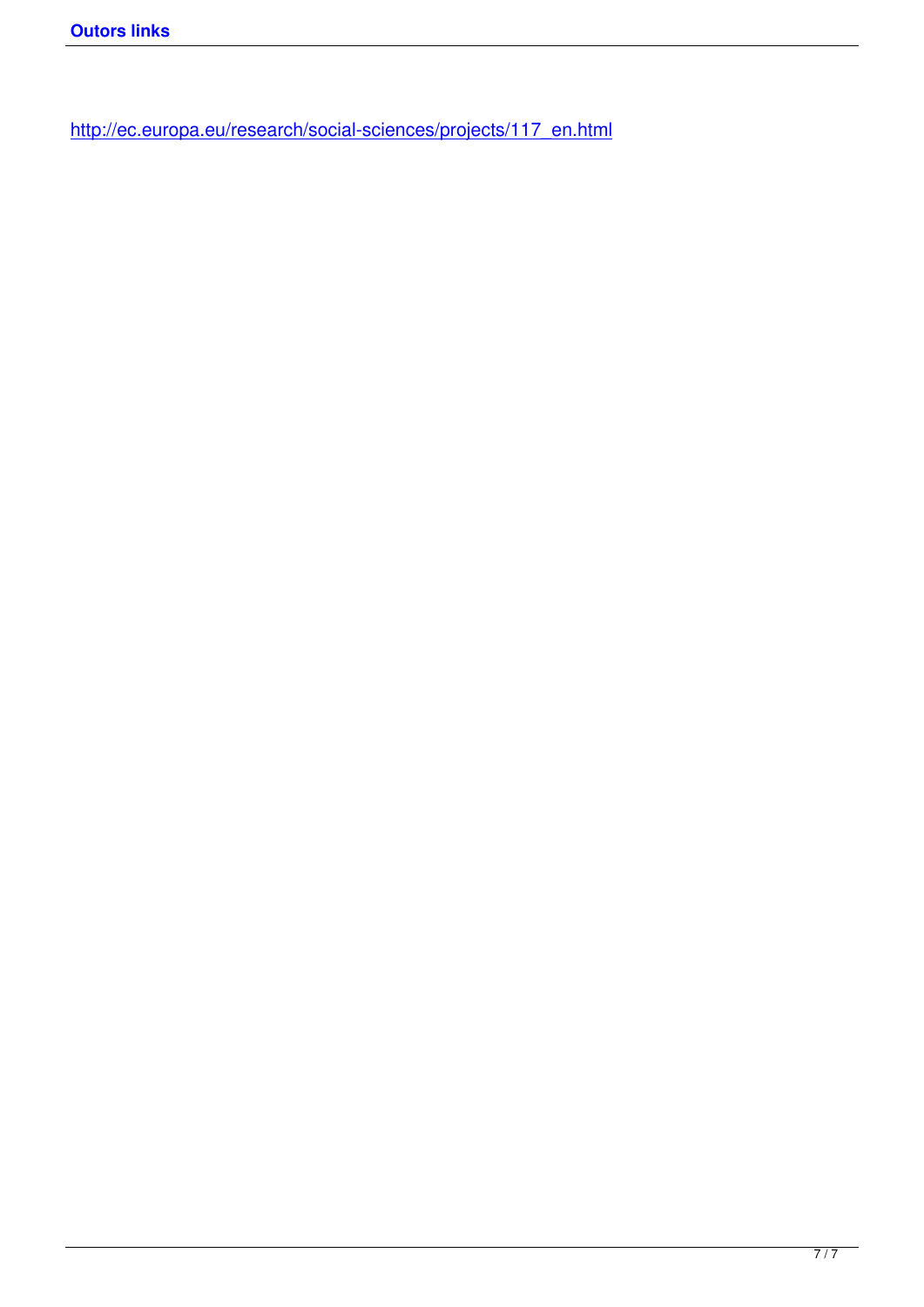http://ec.europa.eu/research/social-sciences/projects/117_en.html